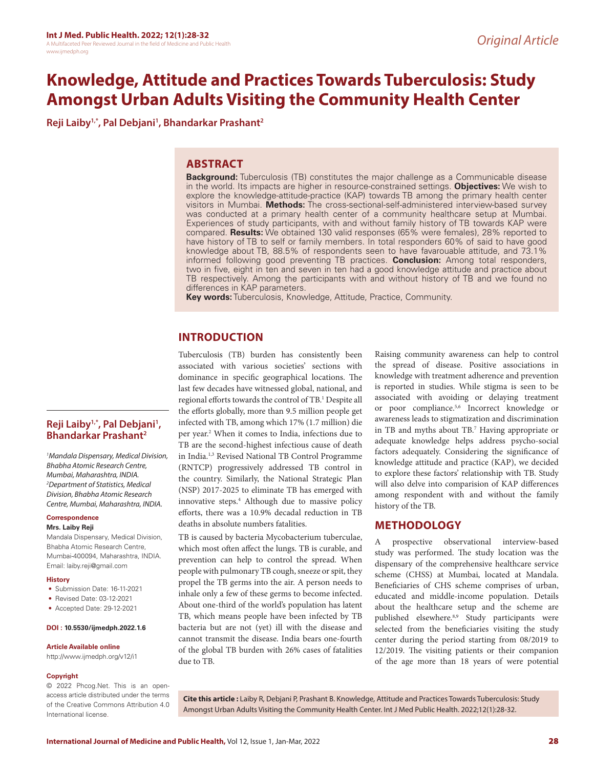# Knowledge, Attitude and Practices Towards Tuberculosis: Study Amongst Urban Adults Visiting the Community Health Center

**Reji Laiby[1,*], Pal Debjani[1], Bhandarkar Prashant[2]**

## ABSTRACT

**Background:** Tuberculosis (TB) constitutes the major challenge as a Communicable disease in the world. Its impacts are higher in resource-constrained settings. **Objectives:** We wish to explore the knowledge-attitude-practice (KAP) towards TB among the primary health center visitors in Mumbai. **Methods:** The cross-sectional-self-administered interview-based survey was conducted at a primary health center of a community healthcare setup at Mumbai. Experiences of study participants, with and without family history of TB towards KAP were compared. **Results:** We obtained 130 valid responses (65% were females), 28% reported to have history of TB to self or family members. In total responders 60% of said to have good knowledge about TB, 88.5% of respondents seen to have favarouable attitude, and 73.1% informed following good preventing TB practices. **Conclusion:** Among total responders, two in five, eight in ten and seven in ten had a good knowledge attitude and practice about TB respectively. Among the participants with and without history of TB and we found no differences in KAP parameters.

**Key words:** Tuberculosis, Knowledge, Attitude, Practice, Community.

**Reji Laiby[1,*], Pal Debjani[1], Bhandarkar Prashant[2]**

*[1]Mandala Dispensary, Medical Division, Bhabha Atomic Research Centre, Mumbai, Maharashtra, INDIA.*
*[2]Department of Statistics, Medical Division, Bhabha Atomic Research Centre, Mumbai, Maharashtra, INDIA.*

**Correspondence**

**Mrs. Laiby Reji**

Mandala Dispensary, Medical Division, Bhabha Atomic Research Centre, Mumbai-400094, Maharashtra, INDIA.
Email: laiby.reji@gmail.com

**History**

- Submission Date: 16-11-2021
- Revised Date: 03-12-2021
- Accepted Date: 29-12-2021

**DOI : 10.5530/ijmedph.2022.1.6**

**Article Available online**

http://www.ijmedph.org/v12/i1

**Copyright**

© 2022 Phcog.Net. This is an open-access article distributed under the terms of the Creative Commons Attribution 4.0 International license.

## INTRODUCTION

Tuberculosis (TB) burden has consistently been associated with various societies' sections with dominance in specific geographical locations. The last few decades have witnessed global, national, and regional efforts towards the control of TB.[1] Despite all the efforts globally, more than 9.5 million people get infected with TB, among which 17% (1.7 million) die per year.[2] When it comes to India, infections due to TB are the second-highest infectious cause of death in India.[1,3] Revised National TB Control Programme (RNTCP) progressively addressed TB control in the country. Similarly, the National Strategic Plan (NSP) 2017-2025 to eliminate TB has emerged with innovative steps.[4] Although due to massive policy efforts, there was a 10.9% decadal reduction in TB deaths in absolute numbers fatalities.

TB is caused by bacteria Mycobacterium tuberculae, which most often affect the lungs. TB is curable, and prevention can help to control the spread. When people with pulmonary TB cough, sneeze or spit, they propel the TB germs into the air. A person needs to inhale only a few of these germs to become infected. About one-third of the world's population has latent TB, which means people have been infected by TB bacteria but are not (yet) ill with the disease and cannot transmit the disease. India bears one-fourth of the global TB burden with 26% cases of fatalities due to TB.

Raising community awareness can help to control the spread of disease. Positive associations in knowledge with treatment adherence and prevention is reported in studies. While stigma is seen to be associated with avoiding or delaying treatment or poor compliance.[5,6] Incorrect knowledge or awareness leads to stigmatization and discrimination in TB and myths about TB.[7] Having appropriate or adequate knowledge helps address psycho-social factors adequately. Considering the significance of knowledge attitude and practice (KAP), we decided to explore these factors' relationship with TB. Study will also delve into comparision of KAP differences among respondent with and without the family history of the TB.

## METHODOLOGY

A prospective observational interview-based study was performed. The study location was the dispensary of the comprehensive healthcare service scheme (CHSS) at Mumbai, located at Mandala. Beneficiaries of CHS scheme comprises of urban, educated and middle-income population. Details about the healthcare setup and the scheme are published elsewhere.[8,9] Study participants were selected from the beneficiaries visiting the study center during the period starting from 08/2019 to 12/2019. The visiting patients or their companion of the age more than 18 years of were potential

**Cite this article :** Laiby R, Debjani P, Prashant B. Knowledge, Attitude and Practices Towards Tuberculosis: Study Amongst Urban Adults Visiting the Community Health Center. Int J Med Public Health. 2022;12(1):28-32.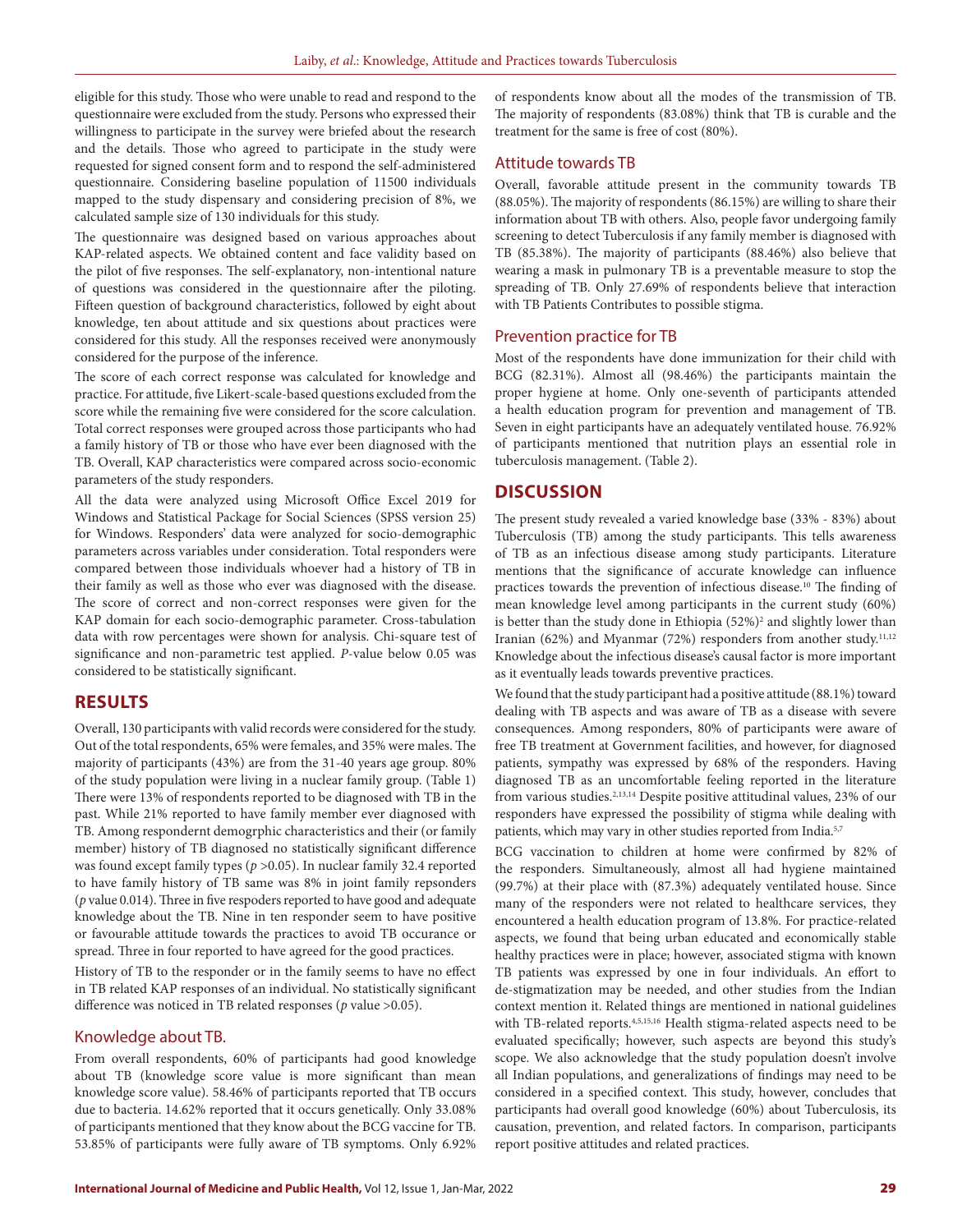eligible for this study. Those who were unable to read and respond to the questionnaire were excluded from the study. Persons who expressed their willingness to participate in the survey were briefed about the research and the details. Those who agreed to participate in the study were requested for signed consent form and to respond the self-administered questionnaire. Considering baseline population of 11500 individuals mapped to the study dispensary and considering precision of 8%, we calculated sample size of 130 individuals for this study.

The questionnaire was designed based on various approaches about KAP-related aspects. We obtained content and face validity based on the pilot of five responses. The self-explanatory, non-intentional nature of questions was considered in the questionnaire after the piloting. Fifteen question of background characteristics, followed by eight about knowledge, ten about attitude and six questions about practices were considered for this study. All the responses received were anonymously considered for the purpose of the inference.

The score of each correct response was calculated for knowledge and practice. For attitude, five Likert-scale-based questions excluded from the score while the remaining five were considered for the score calculation. Total correct responses were grouped across those participants who had a family history of TB or those who have ever been diagnosed with the TB. Overall, KAP characteristics were compared across socio-economic parameters of the study responders.

All the data were analyzed using Microsoft Office Excel 2019 for Windows and Statistical Package for Social Sciences (SPSS version 25) for Windows. Responders' data were analyzed for socio-demographic parameters across variables under consideration. Total responders were compared between those individuals whoever had a history of TB in their family as well as those who ever was diagnosed with the disease. The score of correct and non-correct responses were given for the KAP domain for each socio-demographic parameter. Cross-tabulation data with row percentages were shown for analysis. Chi-square test of significance and non-parametric test applied. *P*-value below 0.05 was considered to be statistically significant.

## RESULTS

Overall, 130 participants with valid records were considered for the study. Out of the total respondents, 65% were females, and 35% were males. The majority of participants (43%) are from the 31-40 years age group. 80% of the study population were living in a nuclear family group. (Table 1) There were 13% of respondents reported to be diagnosed with TB in the past. While 21% reported to have family member ever diagnosed with TB. Among respondernt demogrphic characteristics and their (or family member) history of TB diagnosed no statistically significant difference was found except family types ($p > 0.05$). In nuclear family 32.4 reported to have family history of TB same was 8% in joint family repsonders (*p* value 0.014). Three in five respoders reported to have good and adequate knowledge about the TB. Nine in ten responder seem to have positive or favourable attitude towards the practices to avoid TB occurance or spread. Three in four reported to have agreed for the good practices.

History of TB to the responder or in the family seems to have no effect in TB related KAP responses of an individual. No statistically significant difference was noticed in TB related responses (*p* value >0.05).

### Knowledge about TB.

From overall respondents, 60% of participants had good knowledge about TB (knowledge score value is more significant than mean knowledge score value). 58.46% of participants reported that TB occurs due to bacteria. 14.62% reported that it occurs genetically. Only 33.08% of participants mentioned that they know about the BCG vaccine for TB. 53.85% of participants were fully aware of TB symptoms. Only 6.92% of respondents know about all the modes of the transmission of TB. The majority of respondents (83.08%) think that TB is curable and the treatment for the same is free of cost (80%).

### Attitude towards TB

Overall, favorable attitude present in the community towards TB (88.05%). The majority of respondents (86.15%) are willing to share their information about TB with others. Also, people favor undergoing family screening to detect Tuberculosis if any family member is diagnosed with TB (85.38%). The majority of participants (88.46%) also believe that wearing a mask in pulmonary TB is a preventable measure to stop the spreading of TB. Only 27.69% of respondents believe that interaction with TB Patients Contributes to possible stigma.

### Prevention practice for TB

Most of the respondents have done immunization for their child with BCG (82.31%). Almost all (98.46%) the participants maintain the proper hygiene at home. Only one-seventh of participants attended a health education program for prevention and management of TB. Seven in eight participants have an adequately ventilated house. 76.92% of participants mentioned that nutrition plays an essential role in tuberculosis management. (Table 2).

## DISCUSSION

The present study revealed a varied knowledge base (33% - 83%) about Tuberculosis (TB) among the study participants. This tells awareness of TB as an infectious disease among study participants. Literature mentions that the significance of accurate knowledge can influence practices towards the prevention of infectious disease.[10] The finding of mean knowledge level among participants in the current study (60%) is better than the study done in Ethiopia (52%)[2] and slightly lower than Iranian (62%) and Myanmar (72%) responders from another study.[11,12] Knowledge about the infectious disease's causal factor is more important as it eventually leads towards preventive practices.

We found that the study participant had a positive attitude (88.1%) toward dealing with TB aspects and was aware of TB as a disease with severe consequences. Among responders, 80% of participants were aware of free TB treatment at Government facilities, and however, for diagnosed patients, sympathy was expressed by 68% of the responders. Having diagnosed TB as an uncomfortable feeling reported in the literature from various studies.[2,13,14] Despite positive attitudinal values, 23% of our responders have expressed the possibility of stigma while dealing with patients, which may vary in other studies reported from India.[5,7]

BCG vaccination to children at home were confirmed by 82% of the responders. Simultaneously, almost all had hygiene maintained (99.7%) at their place with (87.3%) adequately ventilated house. Since many of the responders were not related to healthcare services, they encountered a health education program of 13.8%. For practice-related aspects, we found that being urban educated and economically stable healthy practices were in place; however, associated stigma with known TB patients was expressed by one in four individuals. An effort to de-stigmatization may be needed, and other studies from the Indian context mention it. Related things are mentioned in national guidelines with TB-related reports.[4,5,15,16] Health stigma-related aspects need to be evaluated specifically; however, such aspects are beyond this study's scope. We also acknowledge that the study population doesn't involve all Indian populations, and generalizations of findings may need to be considered in a specified context. This study, however, concludes that participants had overall good knowledge (60%) about Tuberculosis, its causation, prevention, and related factors. In comparison, participants report positive attitudes and related practices.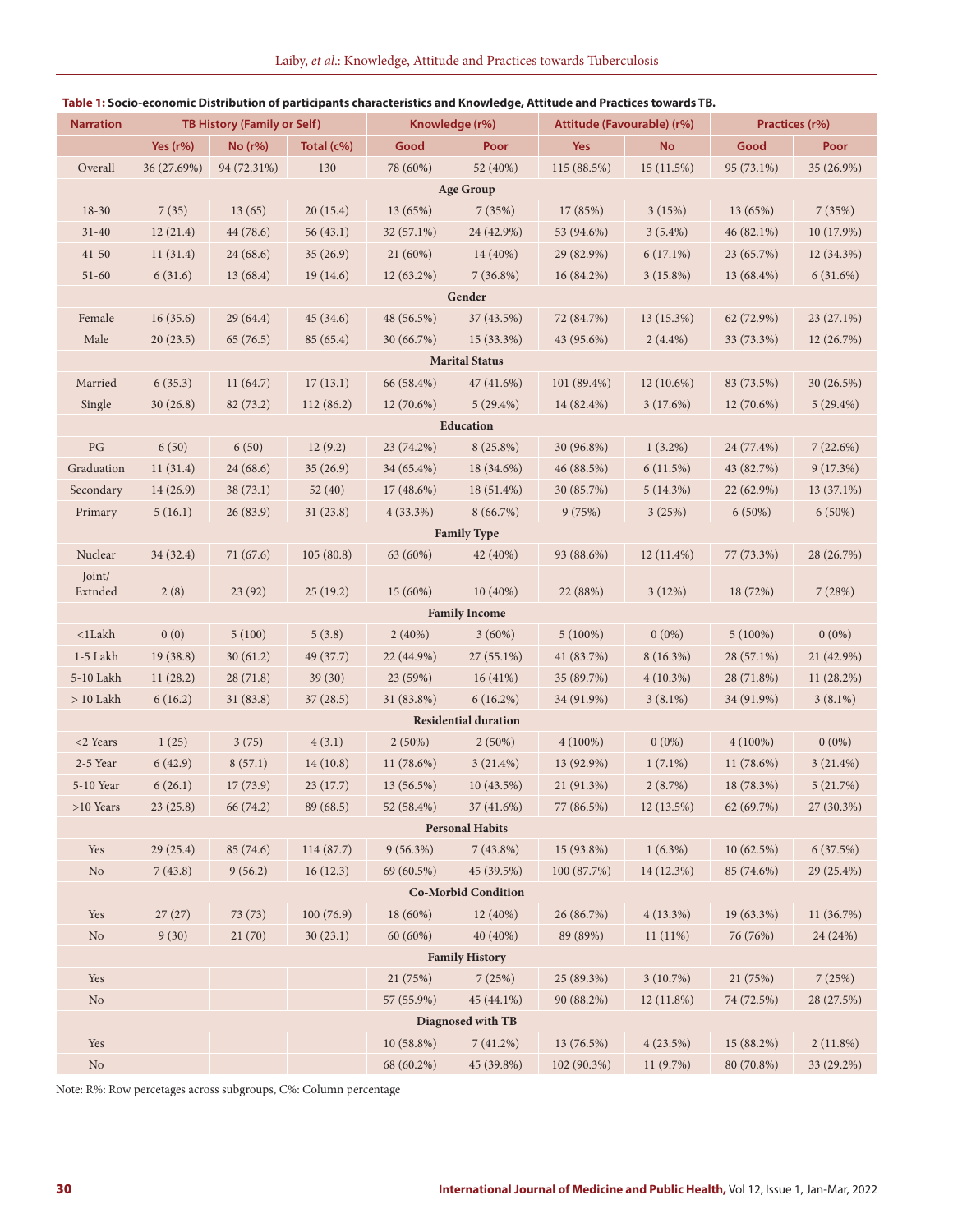**Table 1: Socio-economic Distribution of participants characteristics and Knowledge, Attitude and Practices towards TB.**

| Narration | TB History (Family or Self) | | | Knowledge (r%) | | Attitude (Favourable) (r%) | | Practices (r%) | |
|---|---|---|---|---|---|---|---|---|---|
| | Yes (r%) | No (r%) | Total (c%) | Good | Poor | Yes | No | Good | Poor |
| Overall | 36 (27.69%) | 94 (72.31%) | 130 | 78 (60%) | 52 (40%) | 115 (88.5%) | 15 (11.5%) | 95 (73.1%) | 35 (26.9%) |
| **Age Group** | | | | | | | | | |
| 18-30 | 7 (35) | 13 (65) | 20 (15.4) | 13 (65%) | 7 (35%) | 17 (85%) | 3 (15%) | 13 (65%) | 7 (35%) |
| 31-40 | 12 (21.4) | 44 (78.6) | 56 (43.1) | 32 (57.1%) | 24 (42.9%) | 53 (94.6%) | 3 (5.4%) | 46 (82.1%) | 10 (17.9%) |
| 41-50 | 11 (31.4) | 24 (68.6) | 35 (26.9) | 21 (60%) | 14 (40%) | 29 (82.9%) | 6 (17.1%) | 23 (65.7%) | 12 (34.3%) |
| 51-60 | 6 (31.6) | 13 (68.4) | 19 (14.6) | 12 (63.2%) | 7 (36.8%) | 16 (84.2%) | 3 (15.8%) | 13 (68.4%) | 6 (31.6%) |
| **Gender** | | | | | | | | | |
| Female | 16 (35.6) | 29 (64.4) | 45 (34.6) | 48 (56.5%) | 37 (43.5%) | 72 (84.7%) | 13 (15.3%) | 62 (72.9%) | 23 (27.1%) |
| Male | 20 (23.5) | 65 (76.5) | 85 (65.4) | 30 (66.7%) | 15 (33.3%) | 43 (95.6%) | 2 (4.4%) | 33 (73.3%) | 12 (26.7%) |
| **Marital Status** | | | | | | | | | |
| Married | 6 (35.3) | 11 (64.7) | 17 (13.1) | 66 (58.4%) | 47 (41.6%) | 101 (89.4%) | 12 (10.6%) | 83 (73.5%) | 30 (26.5%) |
| Single | 30 (26.8) | 82 (73.2) | 112 (86.2) | 12 (70.6%) | 5 (29.4%) | 14 (82.4%) | 3 (17.6%) | 12 (70.6%) | 5 (29.4%) |
| **Education** | | | | | | | | | |
| PG | 6 (50) | 6 (50) | 12 (9.2) | 23 (74.2%) | 8 (25.8%) | 30 (96.8%) | 1 (3.2%) | 24 (77.4%) | 7 (22.6%) |
| Graduation | 11 (31.4) | 24 (68.6) | 35 (26.9) | 34 (65.4%) | 18 (34.6%) | 46 (88.5%) | 6 (11.5%) | 43 (82.7%) | 9 (17.3%) |
| Secondary | 14 (26.9) | 38 (73.1) | 52 (40) | 17 (48.6%) | 18 (51.4%) | 30 (85.7%) | 5 (14.3%) | 22 (62.9%) | 13 (37.1%) |
| Primary | 5 (16.1) | 26 (83.9) | 31 (23.8) | 4 (33.3%) | 8 (66.7%) | 9 (75%) | 3 (25%) | 6 (50%) | 6 (50%) |
| **Family Type** | | | | | | | | | |
| Nuclear | 34 (32.4) | 71 (67.6) | 105 (80.8) | 63 (60%) | 42 (40%) | 93 (88.6%) | 12 (11.4%) | 77 (73.3%) | 28 (26.7%) |
| Joint/ Extnded | 2 (8) | 23 (92) | 25 (19.2) | 15 (60%) | 10 (40%) | 22 (88%) | 3 (12%) | 18 (72%) | 7 (28%) |
| **Family Income** | | | | | | | | | |
| <1Lakh | 0 (0) | 5 (100) | 5 (3.8) | 2 (40%) | 3 (60%) | 5 (100%) | 0 (0%) | 5 (100%) | 0 (0%) |
| 1-5 Lakh | 19 (38.8) | 30 (61.2) | 49 (37.7) | 22 (44.9%) | 27 (55.1%) | 41 (83.7%) | 8 (16.3%) | 28 (57.1%) | 21 (42.9%) |
| 5-10 Lakh | 11 (28.2) | 28 (71.8) | 39 (30) | 23 (59%) | 16 (41%) | 35 (89.7%) | 4 (10.3%) | 28 (71.8%) | 11 (28.2%) |
| > 10 Lakh | 6 (16.2) | 31 (83.8) | 37 (28.5) | 31 (83.8%) | 6 (16.2%) | 34 (91.9%) | 3 (8.1%) | 34 (91.9%) | 3 (8.1%) |
| **Residential duration** | | | | | | | | | |
| <2 Years | 1 (25) | 3 (75) | 4 (3.1) | 2 (50%) | 2 (50%) | 4 (100%) | 0 (0%) | 4 (100%) | 0 (0%) |
| 2-5 Year | 6 (42.9) | 8 (57.1) | 14 (10.8) | 11 (78.6%) | 3 (21.4%) | 13 (92.9%) | 1 (7.1%) | 11 (78.6%) | 3 (21.4%) |
| 5-10 Year | 6 (26.1) | 17 (73.9) | 23 (17.7) | 13 (56.5%) | 10 (43.5%) | 21 (91.3%) | 2 (8.7%) | 18 (78.3%) | 5 (21.7%) |
| >10 Years | 23 (25.8) | 66 (74.2) | 89 (68.5) | 52 (58.4%) | 37 (41.6%) | 77 (86.5%) | 12 (13.5%) | 62 (69.7%) | 27 (30.3%) |
| **Personal Habits** | | | | | | | | | |
| Yes | 29 (25.4) | 85 (74.6) | 114 (87.7) | 9 (56.3%) | 7 (43.8%) | 15 (93.8%) | 1 (6.3%) | 10 (62.5%) | 6 (37.5%) |
| No | 7 (43.8) | 9 (56.2) | 16 (12.3) | 69 (60.5%) | 45 (39.5%) | 100 (87.7%) | 14 (12.3%) | 85 (74.6%) | 29 (25.4%) |
| **Co-Morbid Condition** | | | | | | | | | |
| Yes | 27 (27) | 73 (73) | 100 (76.9) | 18 (60%) | 12 (40%) | 26 (86.7%) | 4 (13.3%) | 19 (63.3%) | 11 (36.7%) |
| No | 9 (30) | 21 (70) | 30 (23.1) | 60 (60%) | 40 (40%) | 89 (89%) | 11 (11%) | 76 (76%) | 24 (24%) |
| **Family History** | | | | | | | | | |
| Yes | | | | 21 (75%) | 7 (25%) | 25 (89.3%) | 3 (10.7%) | 21 (75%) | 7 (25%) |
| No | | | | 57 (55.9%) | 45 (44.1%) | 90 (88.2%) | 12 (11.8%) | 74 (72.5%) | 28 (27.5%) |
| **Diagnosed with TB** | | | | | | | | | |
| Yes | | | | 10 (58.8%) | 7 (41.2%) | 13 (76.5%) | 4 (23.5%) | 15 (88.2%) | 2 (11.8%) |
| No | | | | 68 (60.2%) | 45 (39.8%) | 102 (90.3%) | 11 (9.7%) | 80 (70.8%) | 33 (29.2%) |

Note: R%: Row percetages across subgroups, C%: Column percentage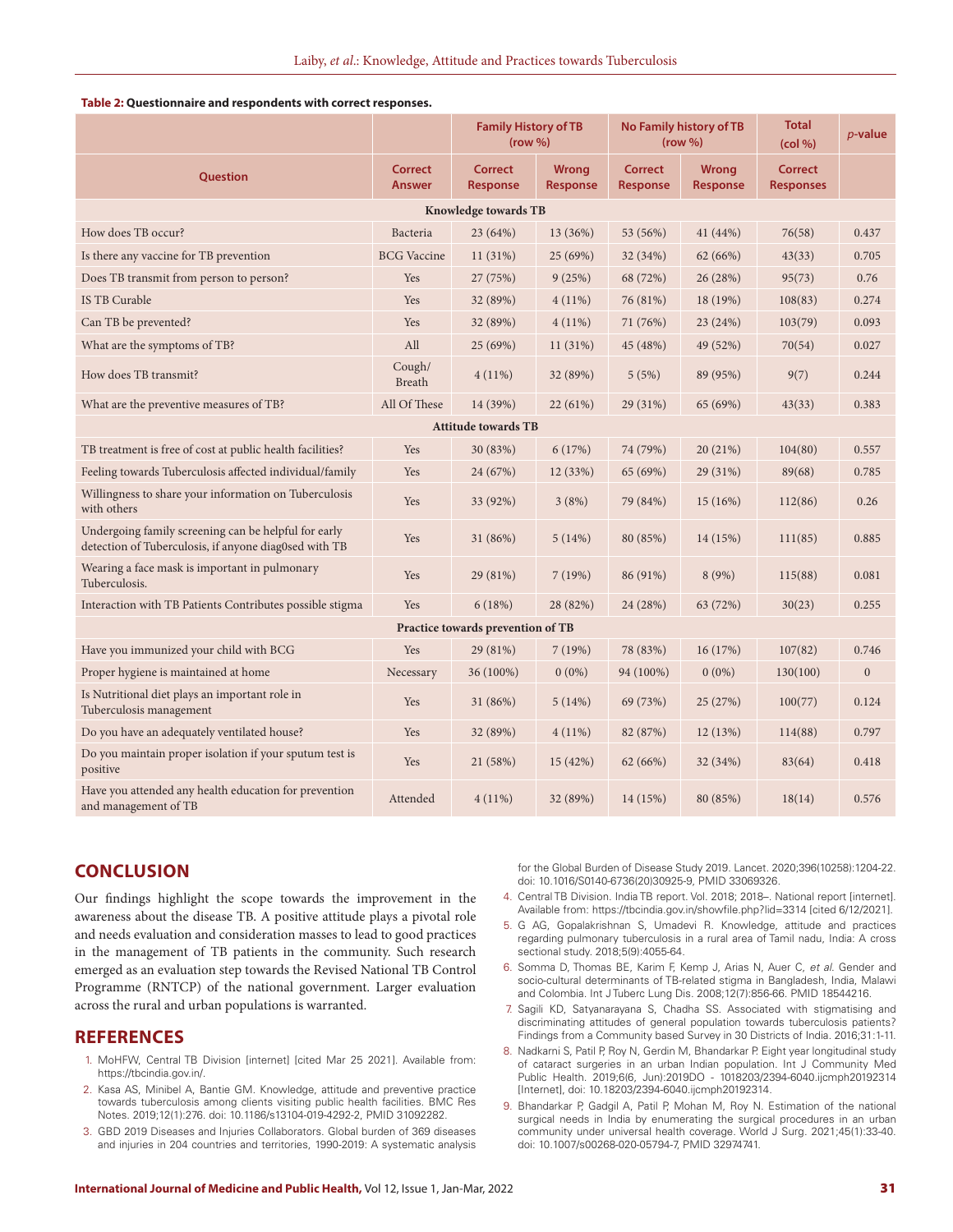**Table 2: Questionnaire and respondents with correct responses.**

| Question | Correct Answer | Family History of TB (row %) | | No Family history of TB (row %) | | Total (col %) | *p*-value |
|---|---|---|---|---|---|---|---|
| | | Correct Response | Wrong Response | Correct Response | Wrong Response | Correct Responses | |
| **Knowledge towards TB** | | | | | | | |
| How does TB occur? | Bacteria | 23 (64%) | 13 (36%) | 53 (56%) | 41 (44%) | 76(58) | 0.437 |
| Is there any vaccine for TB prevention | BCG Vaccine | 11 (31%) | 25 (69%) | 32 (34%) | 62 (66%) | 43(33) | 0.705 |
| Does TB transmit from person to person? | Yes | 27 (75%) | 9 (25%) | 68 (72%) | 26 (28%) | 95(73) | 0.76 |
| IS TB Curable | Yes | 32 (89%) | 4 (11%) | 76 (81%) | 18 (19%) | 108(83) | 0.274 |
| Can TB be prevented? | Yes | 32 (89%) | 4 (11%) | 71 (76%) | 23 (24%) | 103(79) | 0.093 |
| What are the symptoms of TB? | All | 25 (69%) | 11 (31%) | 45 (48%) | 49 (52%) | 70(54) | 0.027 |
| How does TB transmit? | Cough/ Breath | 4 (11%) | 32 (89%) | 5 (5%) | 89 (95%) | 9(7) | 0.244 |
| What are the preventive measures of TB? | All Of These | 14 (39%) | 22 (61%) | 29 (31%) | 65 (69%) | 43(33) | 0.383 |
| **Attitude towards TB** | | | | | | | |
| TB treatment is free of cost at public health facilities? | Yes | 30 (83%) | 6 (17%) | 74 (79%) | 20 (21%) | 104(80) | 0.557 |
| Feeling towards Tuberculosis affected individual/family | Yes | 24 (67%) | 12 (33%) | 65 (69%) | 29 (31%) | 89(68) | 0.785 |
| Willingness to share your information on Tuberculosis with others | Yes | 33 (92%) | 3 (8%) | 79 (84%) | 15 (16%) | 112(86) | 0.26 |
| Undergoing family screening can be helpful for early detection of Tuberculosis, if anyone diag0sed with TB | Yes | 31 (86%) | 5 (14%) | 80 (85%) | 14 (15%) | 111(85) | 0.885 |
| Wearing a face mask is important in pulmonary Tuberculosis. | Yes | 29 (81%) | 7 (19%) | 86 (91%) | 8 (9%) | 115(88) | 0.081 |
| Interaction with TB Patients Contributes possible stigma | Yes | 6 (18%) | 28 (82%) | 24 (28%) | 63 (72%) | 30(23) | 0.255 |
| **Practice towards prevention of TB** | | | | | | | |
| Have you immunized your child with BCG | Yes | 29 (81%) | 7 (19%) | 78 (83%) | 16 (17%) | 107(82) | 0.746 |
| Proper hygiene is maintained at home | Necessary | 36 (100%) | 0 (0%) | 94 (100%) | 0 (0%) | 130(100) | 0 |
| Is Nutritional diet plays an important role in Tuberculosis management | Yes | 31 (86%) | 5 (14%) | 69 (73%) | 25 (27%) | 100(77) | 0.124 |
| Do you have an adequately ventilated house? | Yes | 32 (89%) | 4 (11%) | 82 (87%) | 12 (13%) | 114(88) | 0.797 |
| Do you maintain proper isolation if your sputum test is positive | Yes | 21 (58%) | 15 (42%) | 62 (66%) | 32 (34%) | 83(64) | 0.418 |
| Have you attended any health education for prevention and management of TB | Attended | 4 (11%) | 32 (89%) | 14 (15%) | 80 (85%) | 18(14) | 0.576 |

## CONCLUSION

Our findings highlight the scope towards the improvement in the awareness about the disease TB. A positive attitude plays a pivotal role and needs evaluation and consideration masses to lead to good practices in the management of TB patients in the community. Such research emerged as an evaluation step towards the Revised National TB Control Programme (RNTCP) of the national government. Larger evaluation across the rural and urban populations is warranted.

## REFERENCES

1. MoHFW, Central TB Division [internet] [cited Mar 25 2021]. Available from: https://tbcindia.gov.in/.
2. Kasa AS, Minibel A, Bantie GM. Knowledge, attitude and preventive practice towards tuberculosis among clients visiting public health facilities. BMC Res Notes. 2019;12(1):276. doi: 10.1186/s13104-019-4292-2, PMID 31092282.
3. GBD 2019 Diseases and Injuries Collaborators. Global burden of 369 diseases and injuries in 204 countries and territories, 1990-2019: A systematic analysis for the Global Burden of Disease Study 2019. Lancet. 2020;396(10258):1204-22. doi: 10.1016/S0140-6736(20)30925-9, PMID 33069326.
4. Central TB Division. India TB report. Vol. 2018; 2018–. National report [internet]. Available from: https://tbcindia.gov.in/showfile.php?lid=3314 [cited 6/12/2021].
5. G AG, Gopalakrishnan S, Umadevi R. Knowledge, attitude and practices regarding pulmonary tuberculosis in a rural area of Tamil nadu, India: A cross sectional study. 2018;5(9):4055-64.
6. Somma D, Thomas BE, Karim F, Kemp J, Arias N, Auer C, *et al.* Gender and socio-cultural determinants of TB-related stigma in Bangladesh, India, Malawi and Colombia. Int J Tuberc Lung Dis. 2008;12(7):856-66. PMID 18544216.
7. Sagili KD, Satyanarayana S, Chadha SS. Associated with stigmatising and discriminating attitudes of general population towards tuberculosis patients? Findings from a Community based Survey in 30 Districts of India. 2016;31:1-11.
8. Nadkarni S, Patil P, Roy N, Gerdin M, Bhandarkar P. Eight year longitudinal study of cataract surgeries in an urban Indian population. Int J Community Med Public Health. 2019;6(6, Jun):2019DO - 1018203/2394-6040.ijcmph20192314 [Internet], doi: 10.18203/2394-6040.ijcmph20192314.
9. Bhandarkar P, Gadgil A, Patil P, Mohan M, Roy N. Estimation of the national surgical needs in India by enumerating the surgical procedures in an urban community under universal health coverage. World J Surg. 2021;45(1):33-40. doi: 10.1007/s00268-020-05794-7, PMID 32974741.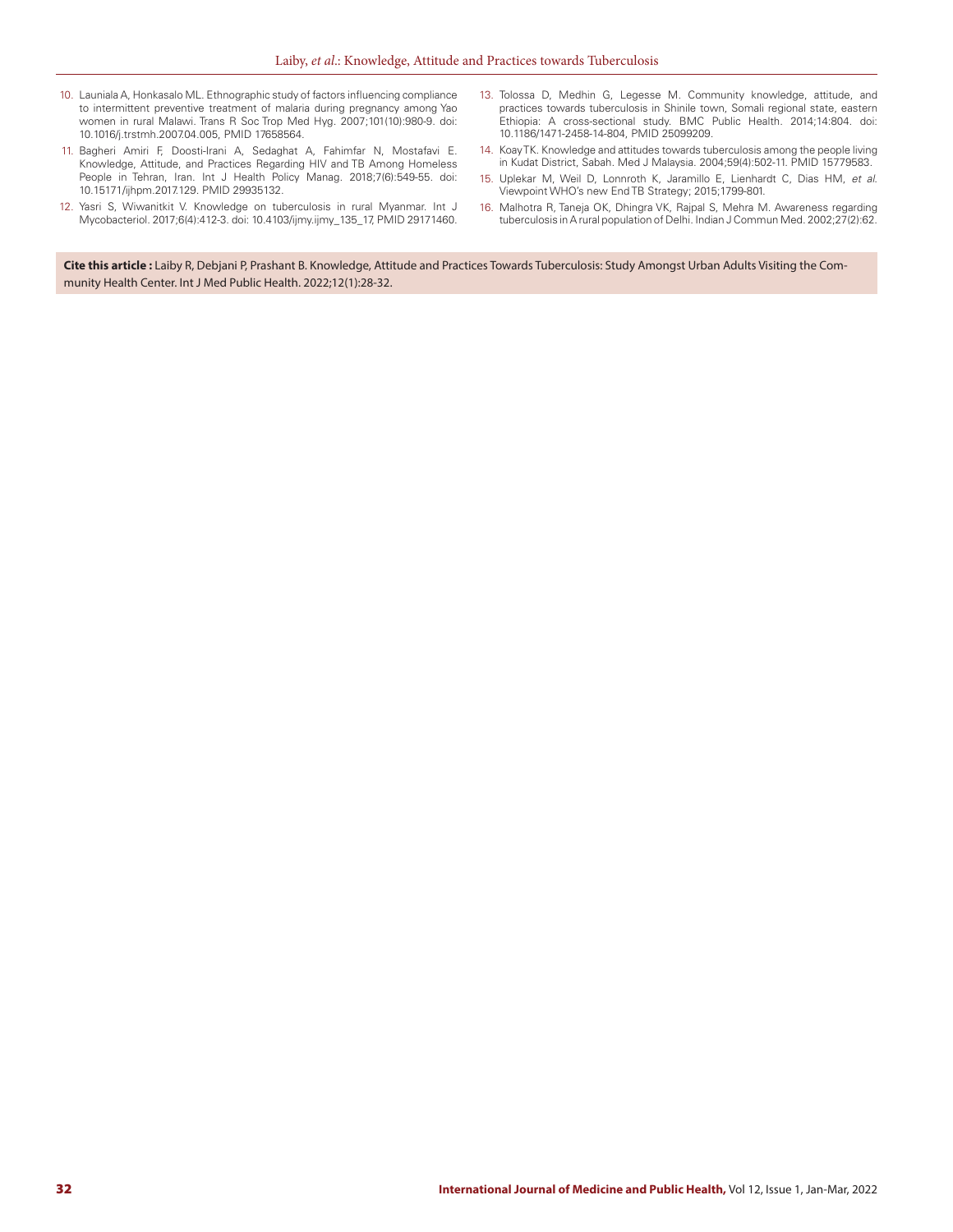10. Launiala A, Honkasalo ML. Ethnographic study of factors influencing compliance to intermittent preventive treatment of malaria during pregnancy among Yao women in rural Malawi. Trans R Soc Trop Med Hyg. 2007;101(10):980-9. doi: 10.1016/j.trstmh.2007.04.005, PMID 17658564.
11. Bagheri Amiri F, Doosti-Irani A, Sedaghat A, Fahimfar N, Mostafavi E. Knowledge, Attitude, and Practices Regarding HIV and TB Among Homeless People in Tehran, Iran. Int J Health Policy Manag. 2018;7(6):549-55. doi: 10.15171/ijhpm.2017.129. PMID 29935132.
12. Yasri S, Wiwanitkit V. Knowledge on tuberculosis in rural Myanmar. Int J Mycobacteriol. 2017;6(4):412-3. doi: 10.4103/ijmy.ijmy_135_17, PMID 29171460.
13. Tolossa D, Medhin G, Legesse M. Community knowledge, attitude, and practices towards tuberculosis in Shinile town, Somali regional state, eastern Ethiopia: A cross-sectional study. BMC Public Health. 2014;14:804. doi: 10.1186/1471-2458-14-804, PMID 25099209.
14. Koay TK. Knowledge and attitudes towards tuberculosis among the people living in Kudat District, Sabah. Med J Malaysia. 2004;59(4):502-11. PMID 15779583.
15. Uplekar M, Weil D, Lonnroth K, Jaramillo E, Lienhardt C, Dias HM, *et al.* Viewpoint WHO's new End TB Strategy; 2015;1799-801.
16. Malhotra R, Taneja OK, Dhingra VK, Rajpal S, Mehra M. Awareness regarding tuberculosis in A rural population of Delhi. Indian J Commun Med. 2002;27(2):62.

**Cite this article :** Laiby R, Debjani P, Prashant B. Knowledge, Attitude and Practices Towards Tuberculosis: Study Amongst Urban Adults Visiting the Community Health Center. Int J Med Public Health. 2022;12(1):28-32.